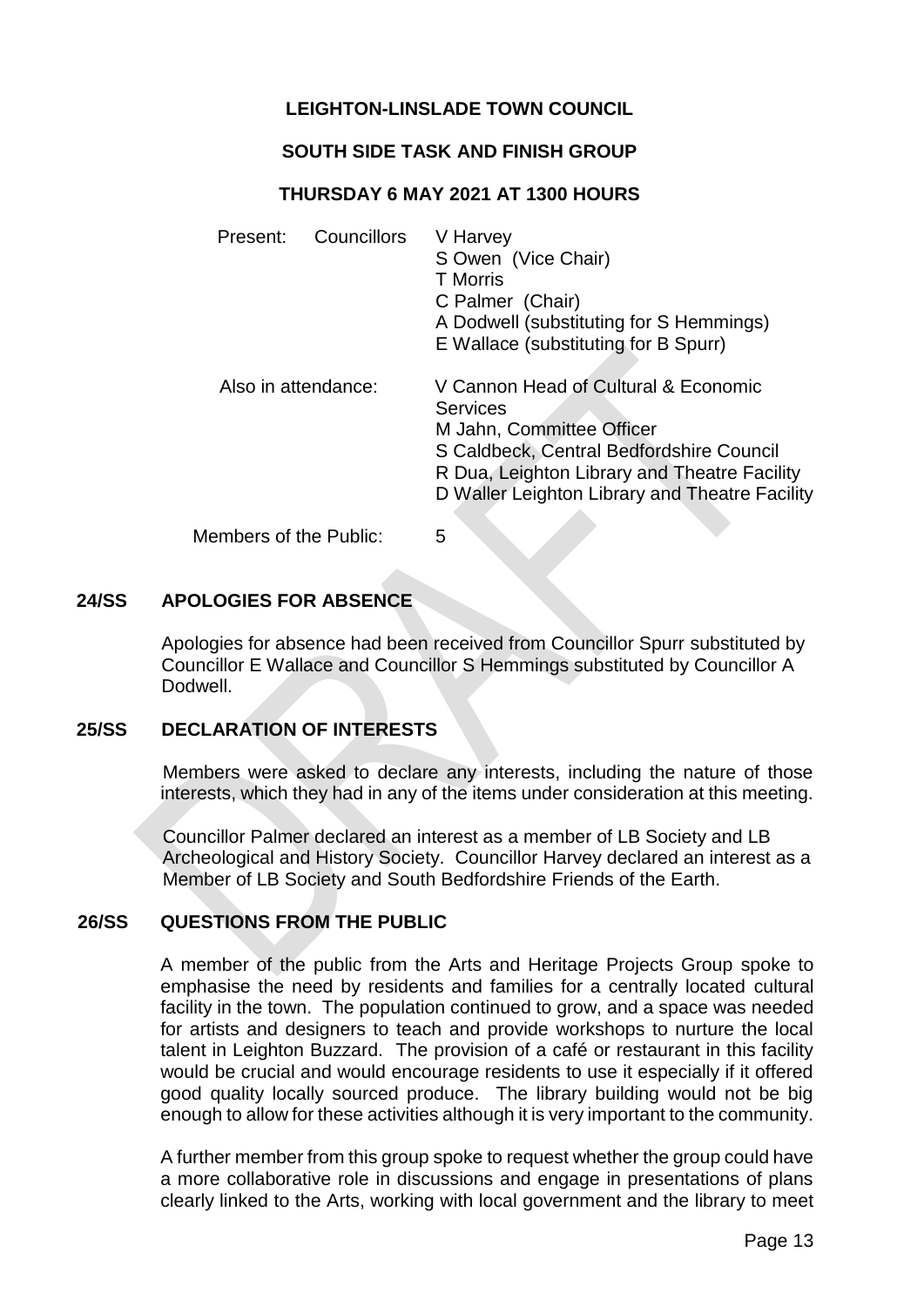**LEIGHTON-LINSLADE TOWN COUNCIL**

**SOUTH SIDE TASK AND FINISH GROUP**

**THURSDAY 6 MAY 2021 AT 1300 HOURS**

Present: Councillors V Harvey
S Owen (Vice Chair)
T Morris
C Palmer (Chair)
A Dodwell (substituting for S Hemmings)
E Wallace (substituting for B Spurr)

Also in attendance: V Cannon Head of Cultural & Economic Services
M Jahn, Committee Officer
S Caldbeck, Central Bedfordshire Council
R Dua, Leighton Library and Theatre Facility
D Waller Leighton Library and Theatre Facility

Members of the Public: 5

## 24/SS APOLOGIES FOR ABSENCE

Apologies for absence had been received from Councillor Spurr substituted by Councillor E Wallace and Councillor S Hemmings substituted by Councillor A Dodwell.

## 25/SS DECLARATION OF INTERESTS

Members were asked to declare any interests, including the nature of those interests, which they had in any of the items under consideration at this meeting.

Councillor Palmer declared an interest as a member of LB Society and LB Archeological and History Society. Councillor Harvey declared an interest as a Member of LB Society and South Bedfordshire Friends of the Earth.

## 26/SS QUESTIONS FROM THE PUBLIC

A member of the public from the Arts and Heritage Projects Group spoke to emphasise the need by residents and families for a centrally located cultural facility in the town. The population continued to grow, and a space was needed for artists and designers to teach and provide workshops to nurture the local talent in Leighton Buzzard. The provision of a café or restaurant in this facility would be crucial and would encourage residents to use it especially if it offered good quality locally sourced produce. The library building would not be big enough to allow for these activities although it is very important to the community.

A further member from this group spoke to request whether the group could have a more collaborative role in discussions and engage in presentations of plans clearly linked to the Arts, working with local government and the library to meet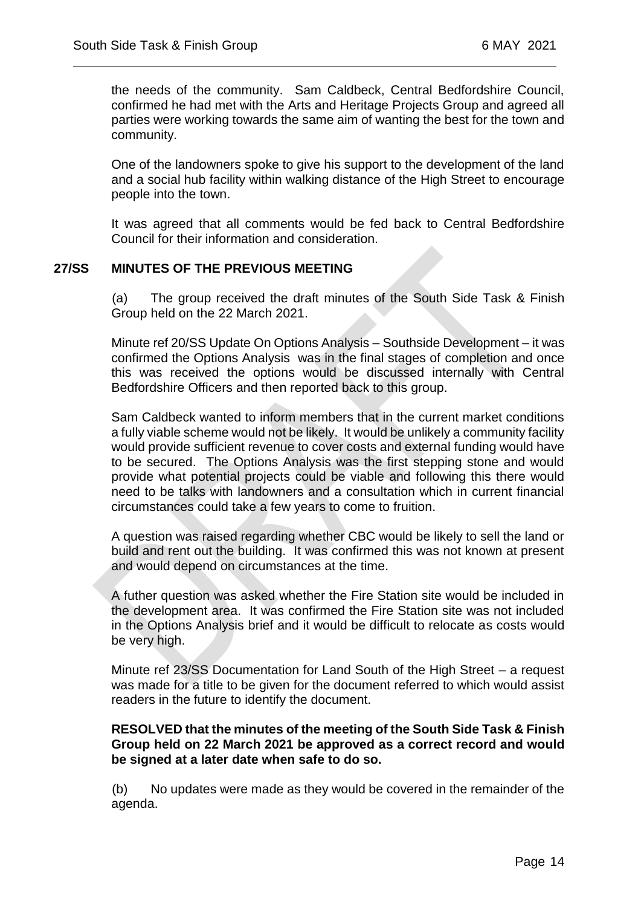the needs of the community. Sam Caldbeck, Central Bedfordshire Council, confirmed he had met with the Arts and Heritage Projects Group and agreed all parties were working towards the same aim of wanting the best for the town and community.

One of the landowners spoke to give his support to the development of the land and a social hub facility within walking distance of the High Street to encourage people into the town.

It was agreed that all comments would be fed back to Central Bedfordshire Council for their information and consideration.

## 27/SS MINUTES OF THE PREVIOUS MEETING

(a) The group received the draft minutes of the South Side Task & Finish Group held on the 22 March 2021.

Minute ref 20/SS Update On Options Analysis – Southside Development – it was confirmed the Options Analysis was in the final stages of completion and once this was received the options would be discussed internally with Central Bedfordshire Officers and then reported back to this group.

Sam Caldbeck wanted to inform members that in the current market conditions a fully viable scheme would not be likely. It would be unlikely a community facility would provide sufficient revenue to cover costs and external funding would have to be secured. The Options Analysis was the first stepping stone and would provide what potential projects could be viable and following this there would need to be talks with landowners and a consultation which in current financial circumstances could take a few years to come to fruition.

A question was raised regarding whether CBC would be likely to sell the land or build and rent out the building. It was confirmed this was not known at present and would depend on circumstances at the time.

A futher question was asked whether the Fire Station site would be included in the development area. It was confirmed the Fire Station site was not included in the Options Analysis brief and it would be difficult to relocate as costs would be very high.

Minute ref 23/SS Documentation for Land South of the High Street – a request was made for a title to be given for the document referred to which would assist readers in the future to identify the document.

**RESOLVED that the minutes of the meeting of the South Side Task & Finish Group held on 22 March 2021 be approved as a correct record and would be signed at a later date when safe to do so.**

(b) No updates were made as they would be covered in the remainder of the agenda.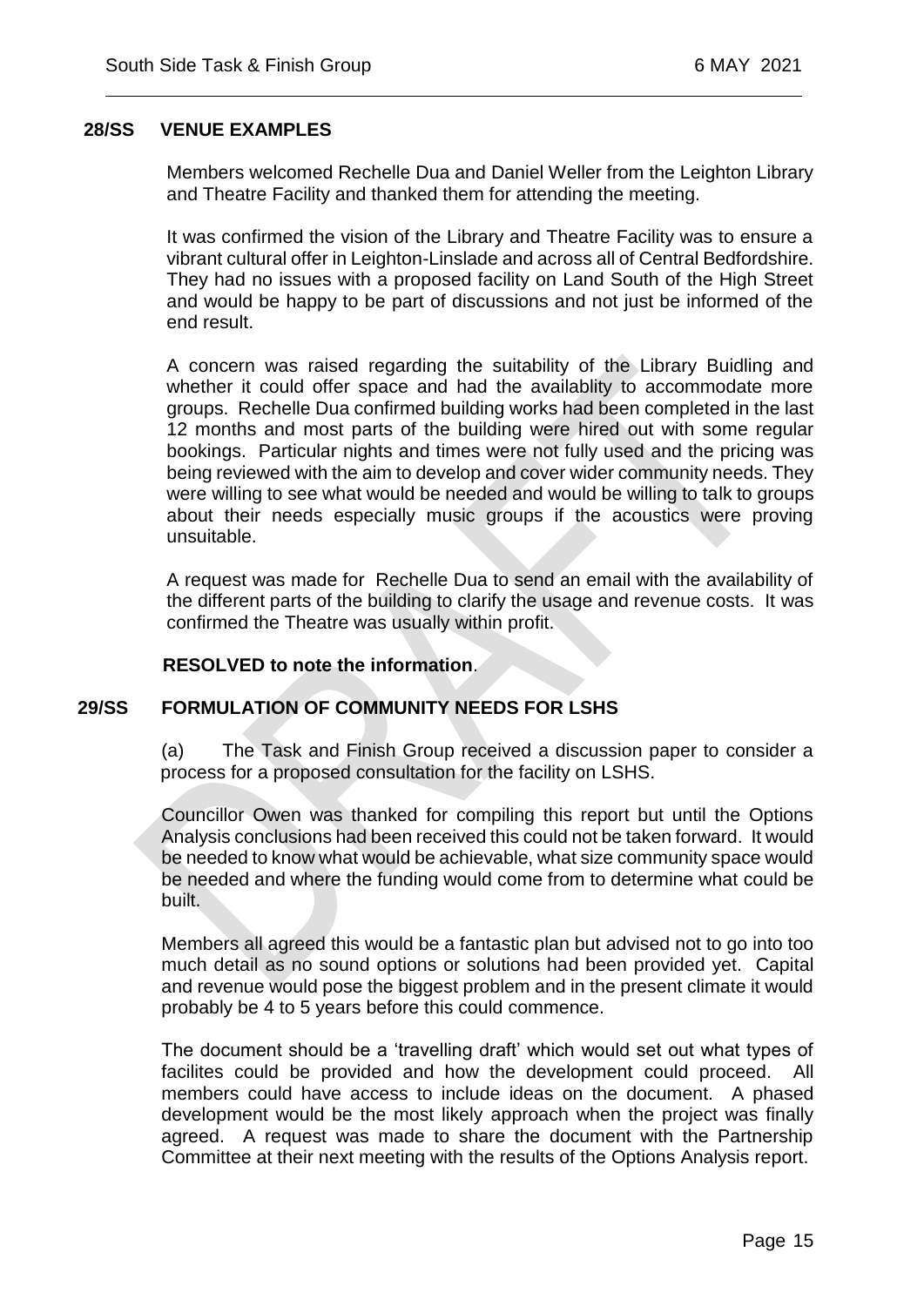## 28/SS VENUE EXAMPLES

Members welcomed Rechelle Dua and Daniel Weller from the Leighton Library and Theatre Facility and thanked them for attending the meeting.

It was confirmed the vision of the Library and Theatre Facility was to ensure a vibrant cultural offer in Leighton-Linslade and across all of Central Bedfordshire. They had no issues with a proposed facility on Land South of the High Street and would be happy to be part of discussions and not just be informed of the end result.

A concern was raised regarding the suitability of the Library Buidling and whether it could offer space and had the availablity to accommodate more groups. Rechelle Dua confirmed building works had been completed in the last 12 months and most parts of the building were hired out with some regular bookings. Particular nights and times were not fully used and the pricing was being reviewed with the aim to develop and cover wider community needs. They were willing to see what would be needed and would be willing to talk to groups about their needs especially music groups if the acoustics were proving unsuitable.

A request was made for Rechelle Dua to send an email with the availability of the different parts of the building to clarify the usage and revenue costs. It was confirmed the Theatre was usually within profit.

**RESOLVED to note the information**.

## 29/SS FORMULATION OF COMMUNITY NEEDS FOR LSHS

(a) The Task and Finish Group received a discussion paper to consider a process for a proposed consultation for the facility on LSHS.

Councillor Owen was thanked for compiling this report but until the Options Analysis conclusions had been received this could not be taken forward. It would be needed to know what would be achievable, what size community space would be needed and where the funding would come from to determine what could be built.

Members all agreed this would be a fantastic plan but advised not to go into too much detail as no sound options or solutions had been provided yet. Capital and revenue would pose the biggest problem and in the present climate it would probably be 4 to 5 years before this could commence.

The document should be a 'travelling draft' which would set out what types of facilites could be provided and how the development could proceed. All members could have access to include ideas on the document. A phased development would be the most likely approach when the project was finally agreed. A request was made to share the document with the Partnership Committee at their next meeting with the results of the Options Analysis report.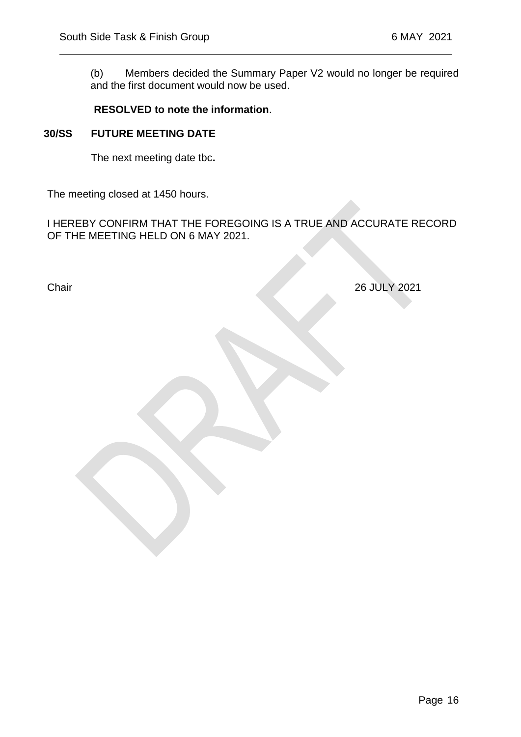(b) Members decided the Summary Paper V2 would no longer be required and the first document would now be used.

**RESOLVED to note the information**.

**30/SS FUTURE MEETING DATE**

The next meeting date tbc**.**

The meeting closed at 1450 hours.

I HEREBY CONFIRM THAT THE FOREGOING IS A TRUE AND ACCURATE RECORD OF THE MEETING HELD ON 6 MAY 2021.

Chair 26 JULY 2021

DRAFT